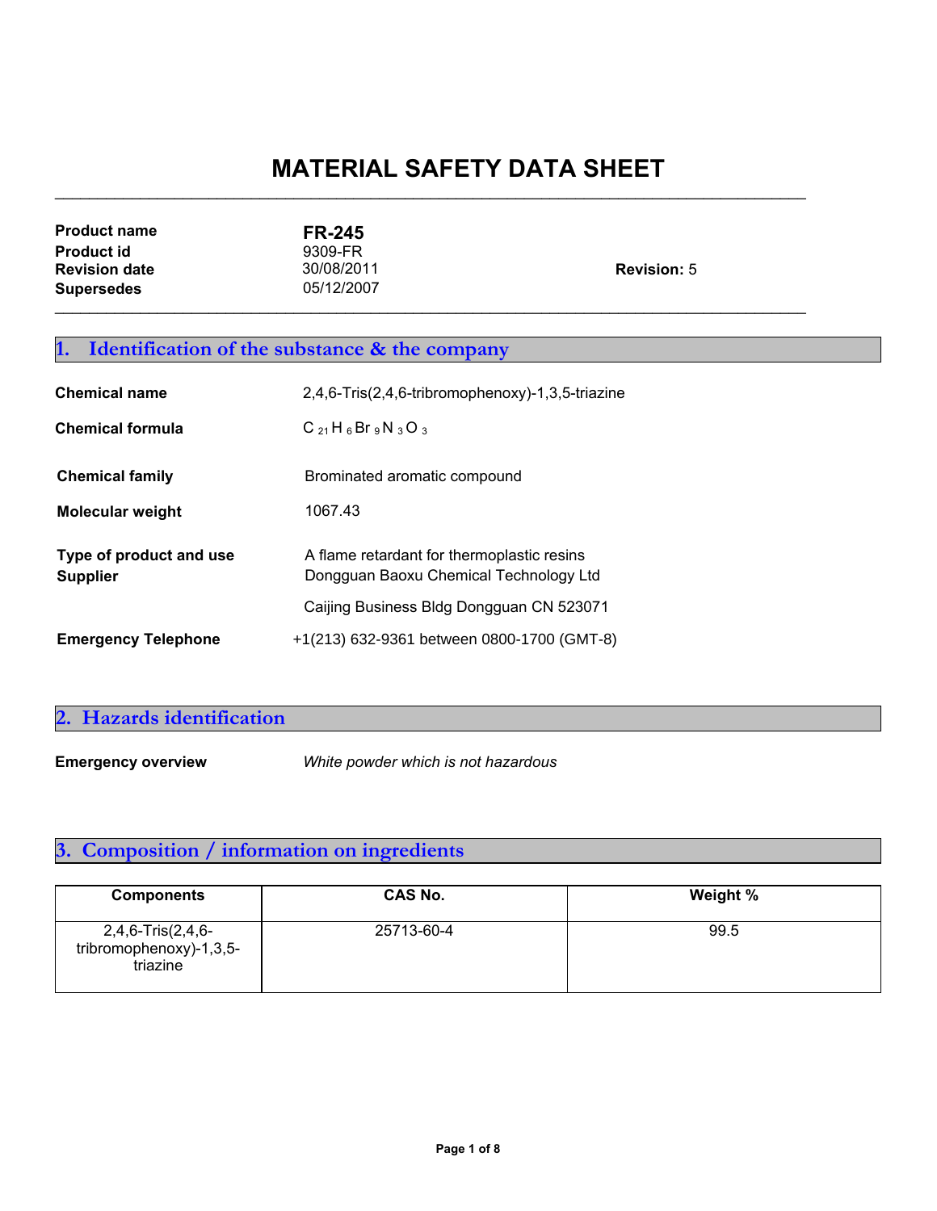# MATERIAL SAFETY DATA SHEET

---

**Product name** **FR-245**
**Product id** 9309-FR
**Revision date** 30/08/2011 **Revision:** 5
**Supersedes** 05/12/2007

---

## 1. Identification of the substance & the company

**Chemical name** 2,4,6-Tris(2,4,6-tribromophenoxy)-1,3,5-triazine

**Chemical formula** $C_{21}H_6Br_9N_3O_3$

**Chemical family** Brominated aromatic compound

**Molecular weight** 1067.43

**Type of product and use** A flame retardant for thermoplastic resins

**Supplier** Dongguan Baoxu Chemical Technology Ltd

Caijing Business Bldg Dongguan CN 523071

**Emergency Telephone** +1(213) 632-9361 between 0800-1700 (GMT-8)

## 2. Hazards identification

**Emergency overview** *White powder which is not hazardous*

## 3. Composition / information on ingredients

| Components | CAS No. | Weight % |
|---|---|---|
| 2,4,6-Tris(2,4,6-tribromophenoxy)-1,3,5-triazine | 25713-60-4 | 99.5 |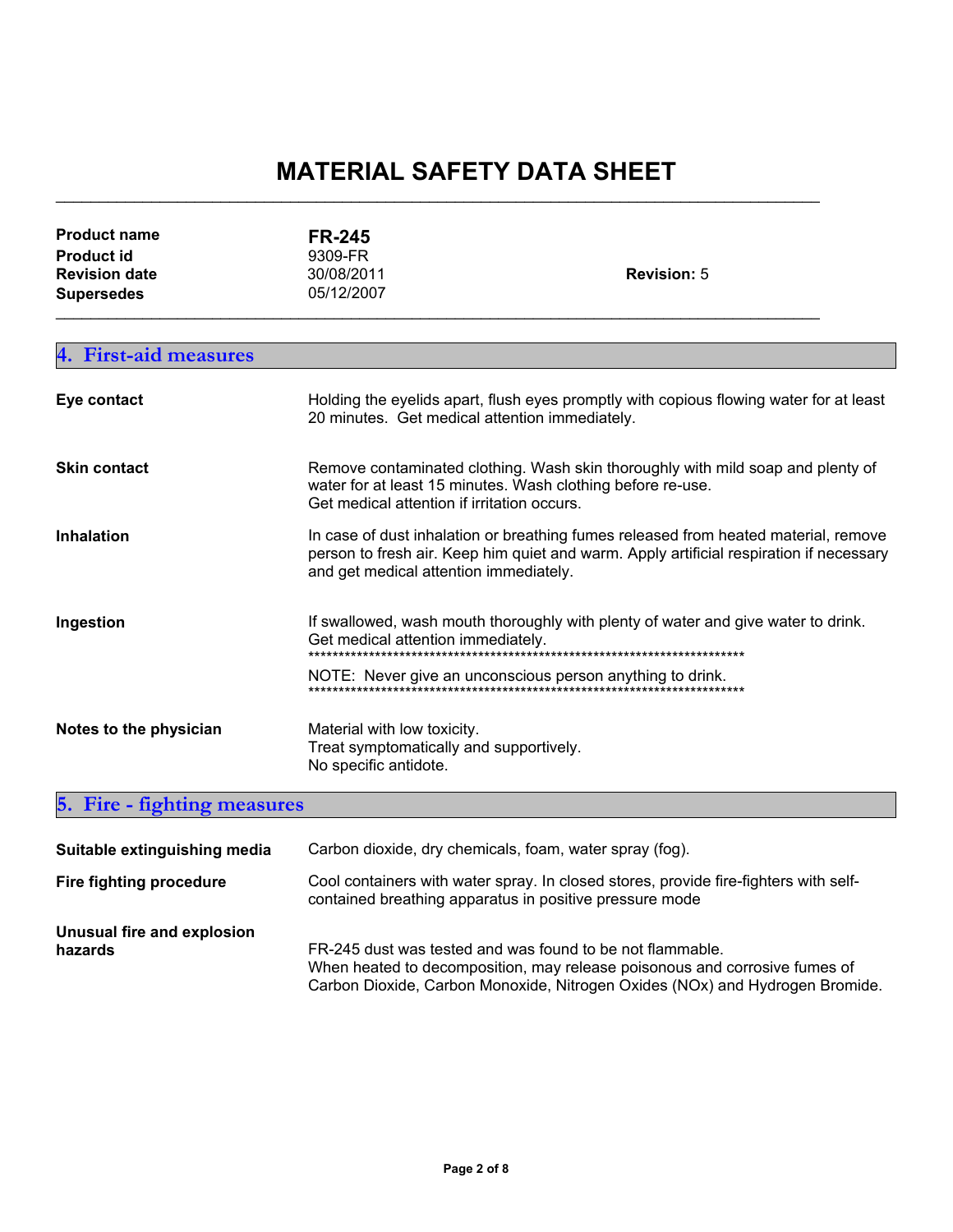# MATERIAL SAFETY DATA SHEET

| | | |
|---|---|---|
| **Product name** | **FR-245** | |
| **Product id** | 9309-FR | |
| **Revision date** | 30/08/2011 | **Revision:** 5 |
| **Supersedes** | 05/12/2007 | |

## 4. First-aid measures

**Eye contact**

Holding the eyelids apart, flush eyes promptly with copious flowing water for at least 20 minutes. Get medical attention immediately.

**Skin contact**

Remove contaminated clothing. Wash skin thoroughly with mild soap and plenty of water for at least 15 minutes. Wash clothing before re-use.
Get medical attention if irritation occurs.

**Inhalation**

In case of dust inhalation or breathing fumes released from heated material, remove person to fresh air. Keep him quiet and warm. Apply artificial respiration if necessary and get medical attention immediately.

**Ingestion**

If swallowed, wash mouth thoroughly with plenty of water and give water to drink. Get medical attention immediately.

*************************************************************************

NOTE: Never give an unconscious person anything to drink.

*************************************************************************

**Notes to the physician**

Material with low toxicity.
Treat symptomatically and supportively.
No specific antidote.

## 5. Fire - fighting measures

**Suitable extinguishing media**

Carbon dioxide, dry chemicals, foam, water spray (fog).

**Fire fighting procedure**

Cool containers with water spray. In closed stores, provide fire-fighters with self-contained breathing apparatus in positive pressure mode

**Unusual fire and explosion hazards**

FR-245 dust was tested and was found to be not flammable.
When heated to decomposition, may release poisonous and corrosive fumes of Carbon Dioxide, Carbon Monoxide, Nitrogen Oxides (NOx) and Hydrogen Bromide.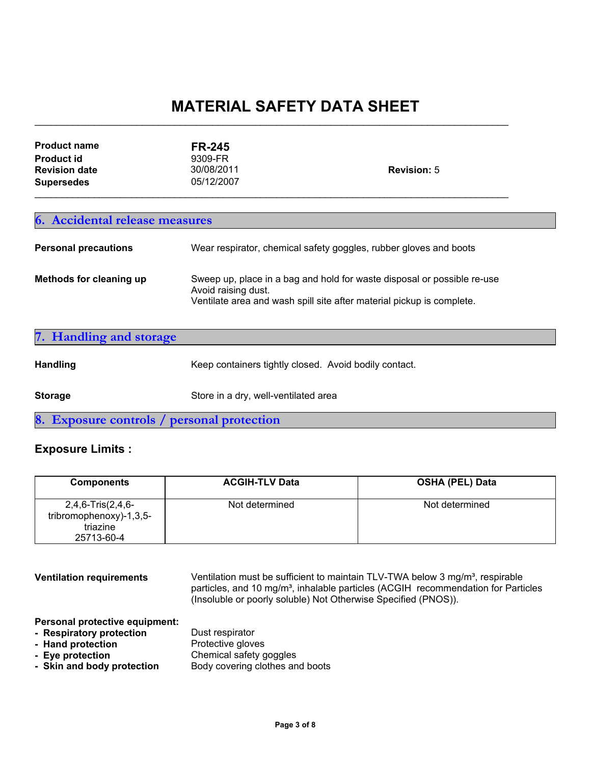# MATERIAL SAFETY DATA SHEET

| | | |
|---|---|---|
| **Product name** | **FR-245** | |
| **Product id** | 9309-FR | |
| **Revision date** | 30/08/2011 | **Revision:** 5 |
| **Supersedes** | 05/12/2007 | |

## 6. Accidental release measures

**Personal precautions**

Wear respirator, chemical safety goggles, rubber gloves and boots

**Methods for cleaning up**

Sweep up, place in a bag and hold for waste disposal or possible re-use
Avoid raising dust.
Ventilate area and wash spill site after material pickup is complete.

## 7. Handling and storage

**Handling**

Keep containers tightly closed. Avoid bodily contact.

**Storage**

Store in a dry, well-ventilated area

## 8. Exposure controls / personal protection

### Exposure Limits :

| Components | ACGIH-TLV Data | OSHA (PEL) Data |
|---|---|---|
| 2,4,6-Tris(2,4,6-tribromophenoxy)-1,3,5-triazine 25713-60-4 | Not determined | Not determined |

**Ventilation requirements**

Ventilation must be sufficient to maintain TLV-TWA below 3 mg/m³, respirable particles, and 10 mg/m³, inhalable particles (ACGIH recommendation for Particles (Insoluble or poorly soluble) Not Otherwise Specified (PNOS)).

**Personal protective equipment:**

- **Respiratory protection** — Dust respirator
- **Hand protection** — Protective gloves
- **Eye protection** — Chemical safety goggles
- **Skin and body protection** — Body covering clothes and boots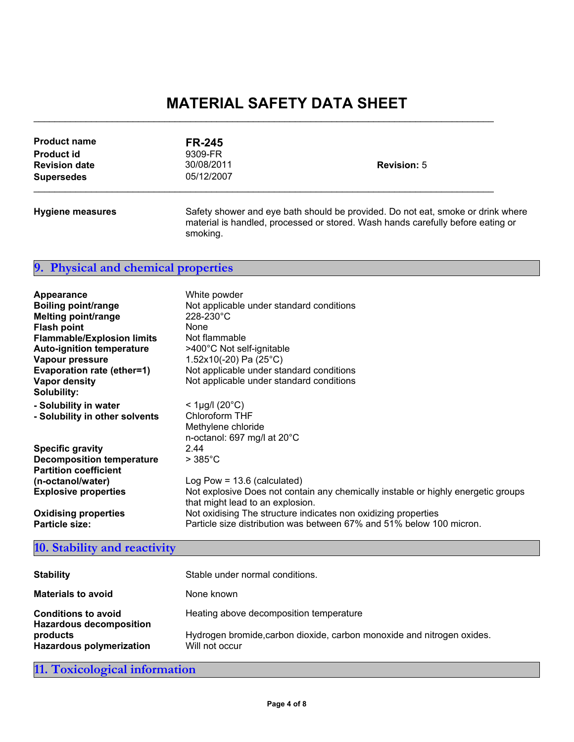# MATERIAL SAFETY DATA SHEET

| | | |
|---|---|---|
| **Product name** | **FR-245** | |
| **Product id** | 9309-FR | |
| **Revision date** | 30/08/2011 | **Revision:** 5 |
| **Supersedes** | 05/12/2007 | |

| | |
|---|---|
| **Hygiene measures** | Safety shower and eye bath should be provided. Do not eat, smoke or drink where material is handled, processed or stored. Wash hands carefully before eating or smoking. |

## 9. Physical and chemical properties

| | |
|---|---|
| **Appearance** | White powder |
| **Boiling point/range** | Not applicable under standard conditions |
| **Melting point/range** | 228-230°C |
| **Flash point** | None |
| **Flammable/Explosion limits** | Not flammable |
| **Auto-ignition temperature** | >400°C Not self-ignitable |
| **Vapour pressure** | 1.52x10(-20) Pa (25°C) |
| **Evaporation rate (ether=1)** | Not applicable under standard conditions |
| **Vapor density** | Not applicable under standard conditions |
| **Solubility:** | |
| **- Solubility in water** | < 1µg/l (20°C) |
| **- Solubility in other solvents** | Chloroform THF<br>Methylene chloride<br>n-octanol: 697 mg/l at 20°C |
| **Specific gravity** | 2.44 |
| **Decomposition temperature** | > 385°C |
| **Partition coefficient (n-octanol/water)** | Log Pow = 13.6 (calculated) |
| **Explosive properties** | Not explosive Does not contain any chemically instable or highly energetic groups that might lead to an explosion. |
| **Oxidising properties** | Not oxidising The structure indicates non oxidizing properties |
| **Particle size:** | Particle size distribution was between 67% and 51% below 100 micron. |

## 10. Stability and reactivity

| | |
|---|---|
| **Stability** | Stable under normal conditions. |
| **Materials to avoid** | None known |
| **Conditions to avoid** | Heating above decomposition temperature |
| **Hazardous decomposition products** | Hydrogen bromide,carbon dioxide, carbon monoxide and nitrogen oxides. |
| **Hazardous polymerization** | Will not occur |

## 11. Toxicological information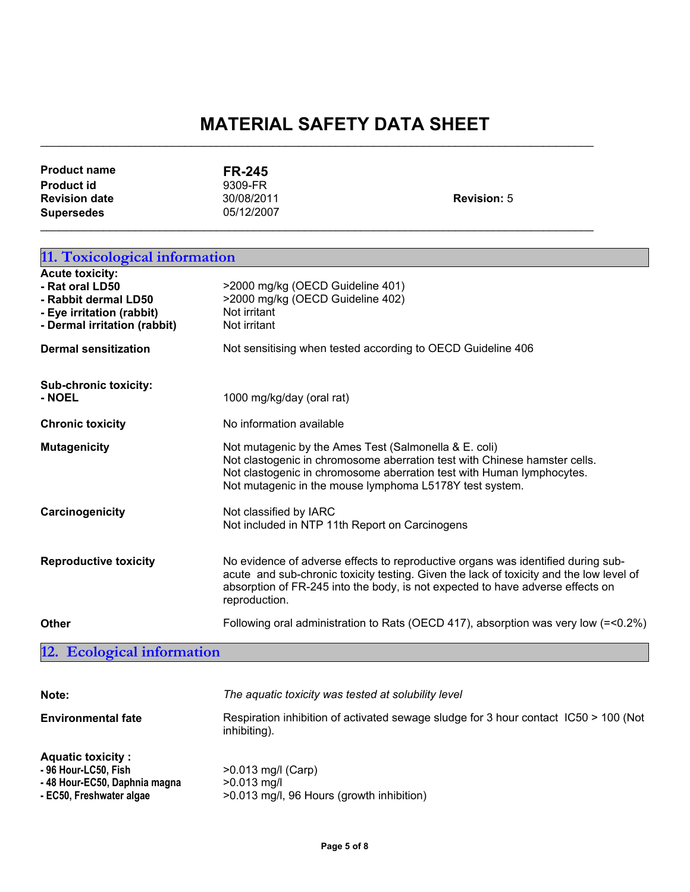# MATERIAL SAFETY DATA SHEET

| | | |
|---|---|---|
| **Product name** | **FR-245** | |
| **Product id** | 9309-FR | |
| **Revision date** | 30/08/2011 | **Revision:** 5 |
| **Supersedes** | 05/12/2007 | |

## 11. Toxicological information

**Acute toxicity:**

| | |
|---|---|
| **- Rat oral LD50** | >2000 mg/kg (OECD Guideline 401) |
| **- Rabbit dermal LD50** | >2000 mg/kg (OECD Guideline 402) |
| **- Eye irritation (rabbit)** | Not irritant |
| **- Dermal irritation (rabbit)** | Not irritant |

**Dermal sensitization** — Not sensitising when tested according to OECD Guideline 406

**Sub-chronic toxicity:**

**- NOEL** — 1000 mg/kg/day (oral rat)

**Chronic toxicity** — No information available

**Mutagenicity** — Not mutagenic by the Ames Test (Salmonella & E. coli)
Not clastogenic in chromosome aberration test with Chinese hamster cells.
Not clastogenic in chromosome aberration test with Human lymphocytes.
Not mutagenic in the mouse lymphoma L5178Y test system.

**Carcinogenicity** — Not classified by IARC
Not included in NTP 11th Report on Carcinogens

**Reproductive toxicity** — No evidence of adverse effects to reproductive organs was identified during sub-acute and sub-chronic toxicity testing. Given the lack of toxicity and the low level of absorption of FR-245 into the body, is not expected to have adverse effects on reproduction.

**Other** — Following oral administration to Rats (OECD 417), absorption was very low (=<0.2%)

## 12. Ecological information

**Note:** *The aquatic toxicity was tested at solubility level*

**Environmental fate** — Respiration inhibition of activated sewage sludge for 3 hour contact IC50 > 100 (Not inhibiting).

**Aquatic toxicity :**

| | |
|---|---|
| **- 96 Hour-LC50, Fish** | >0.013 mg/l (Carp) |
| **- 48 Hour-EC50, Daphnia magna** | >0.013 mg/l |
| **- EC50, Freshwater algae** | >0.013 mg/l, 96 Hours (growth inhibition) |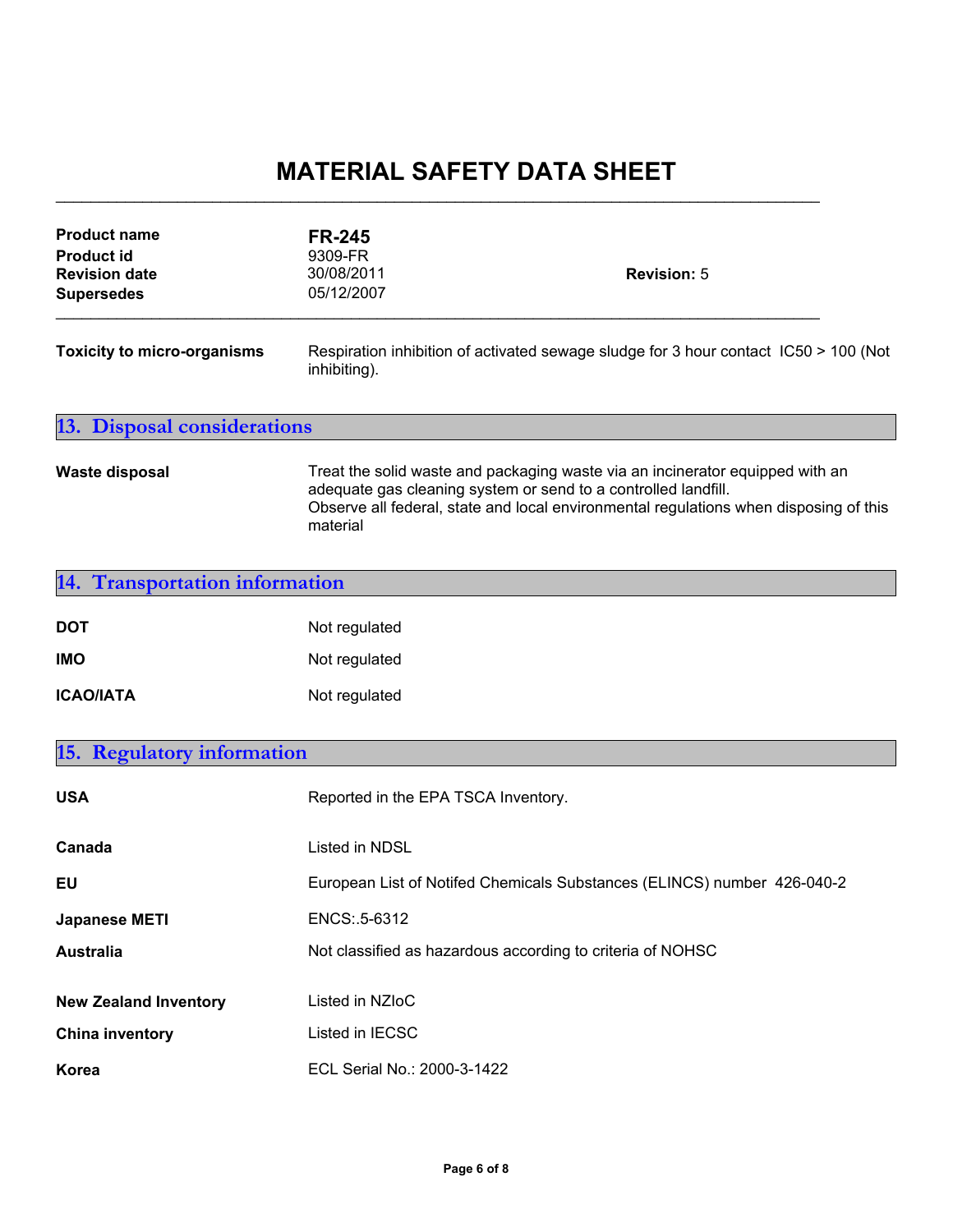# MATERIAL SAFETY DATA SHEET

| | | |
|---|---|---|
| **Product name** | **FR-245** | |
| **Product id** | 9309-FR | |
| **Revision date** | 30/08/2011 | **Revision:** 5 |
| **Supersedes** | 05/12/2007 | |

**Toxicity to micro-organisms** — Respiration inhibition of activated sewage sludge for 3 hour contact IC50 > 100 (Not inhibiting).

## 13. Disposal considerations

**Waste disposal** — Treat the solid waste and packaging waste via an incinerator equipped with an adequate gas cleaning system or send to a controlled landfill.
Observe all federal, state and local environmental regulations when disposing of this material

## 14. Transportation information

| | |
|---|---|
| **DOT** | Not regulated |
| **IMO** | Not regulated |
| **ICAO/IATA** | Not regulated |

## 15. Regulatory information

| | |
|---|---|
| **USA** | Reported in the EPA TSCA Inventory. |
| **Canada** | Listed in NDSL |
| **EU** | European List of Notifed Chemicals Substances (ELINCS) number 426-040-2 |
| **Japanese METI** | ENCS:.5-6312 |
| **Australia** | Not classified as hazardous according to criteria of NOHSC |
| **New Zealand Inventory** | Listed in NZIoC |
| **China inventory** | Listed in IECSC |
| **Korea** | ECL Serial No.: 2000-3-1422 |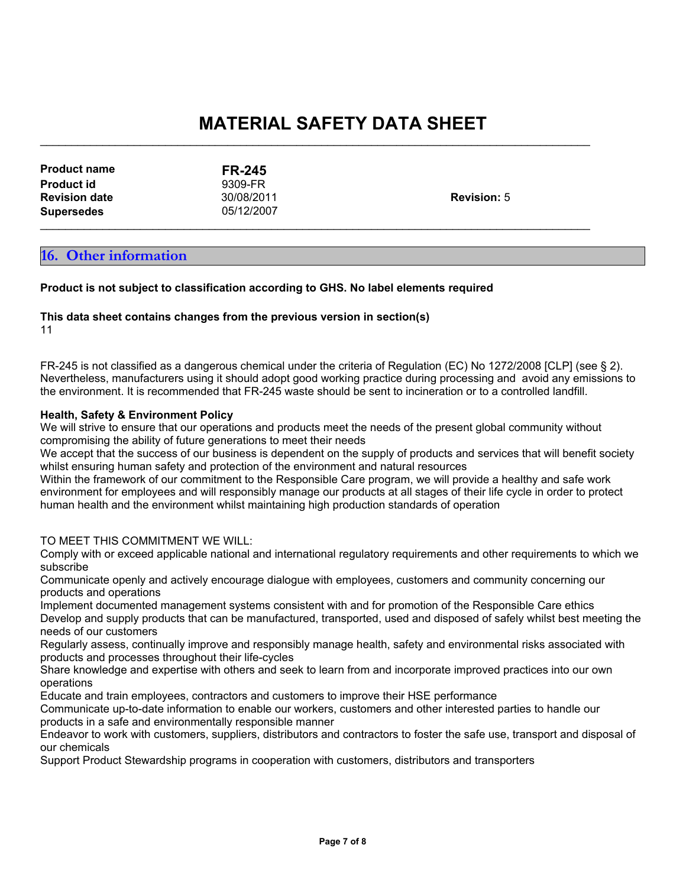# MATERIAL SAFETY DATA SHEET

| | | | |
|---|---|---|---|
| **Product name** | **FR-245** | | |
| **Product id** | 9309-FR | | |
| **Revision date** | 30/08/2011 | **Revision:** 5 | |
| **Supersedes** | 05/12/2007 | | |

## 16. Other information

**Product is not subject to classification according to GHS. No label elements required**

**This data sheet contains changes from the previous version in section(s)**
11

FR-245 is not classified as a dangerous chemical under the criteria of Regulation (EC) No 1272/2008 [CLP] (see § 2). Nevertheless, manufacturers using it should adopt good working practice during processing and avoid any emissions to the environment. It is recommended that FR-245 waste should be sent to incineration or to a controlled landfill.

**Health, Safety & Environment Policy**

We will strive to ensure that our operations and products meet the needs of the present global community without compromising the ability of future generations to meet their needs

We accept that the success of our business is dependent on the supply of products and services that will benefit society whilst ensuring human safety and protection of the environment and natural resources

Within the framework of our commitment to the Responsible Care program, we will provide a healthy and safe work environment for employees and will responsibly manage our products at all stages of their life cycle in order to protect human health and the environment whilst maintaining high production standards of operation

TO MEET THIS COMMITMENT WE WILL:

Comply with or exceed applicable national and international regulatory requirements and other requirements to which we subscribe

Communicate openly and actively encourage dialogue with employees, customers and community concerning our products and operations

Implement documented management systems consistent with and for promotion of the Responsible Care ethics

Develop and supply products that can be manufactured, transported, used and disposed of safely whilst best meeting the needs of our customers

Regularly assess, continually improve and responsibly manage health, safety and environmental risks associated with products and processes throughout their life-cycles

Share knowledge and expertise with others and seek to learn from and incorporate improved practices into our own operations

Educate and train employees, contractors and customers to improve their HSE performance

Communicate up-to-date information to enable our workers, customers and other interested parties to handle our products in a safe and environmentally responsible manner

Endeavor to work with customers, suppliers, distributors and contractors to foster the safe use, transport and disposal of our chemicals

Support Product Stewardship programs in cooperation with customers, distributors and transporters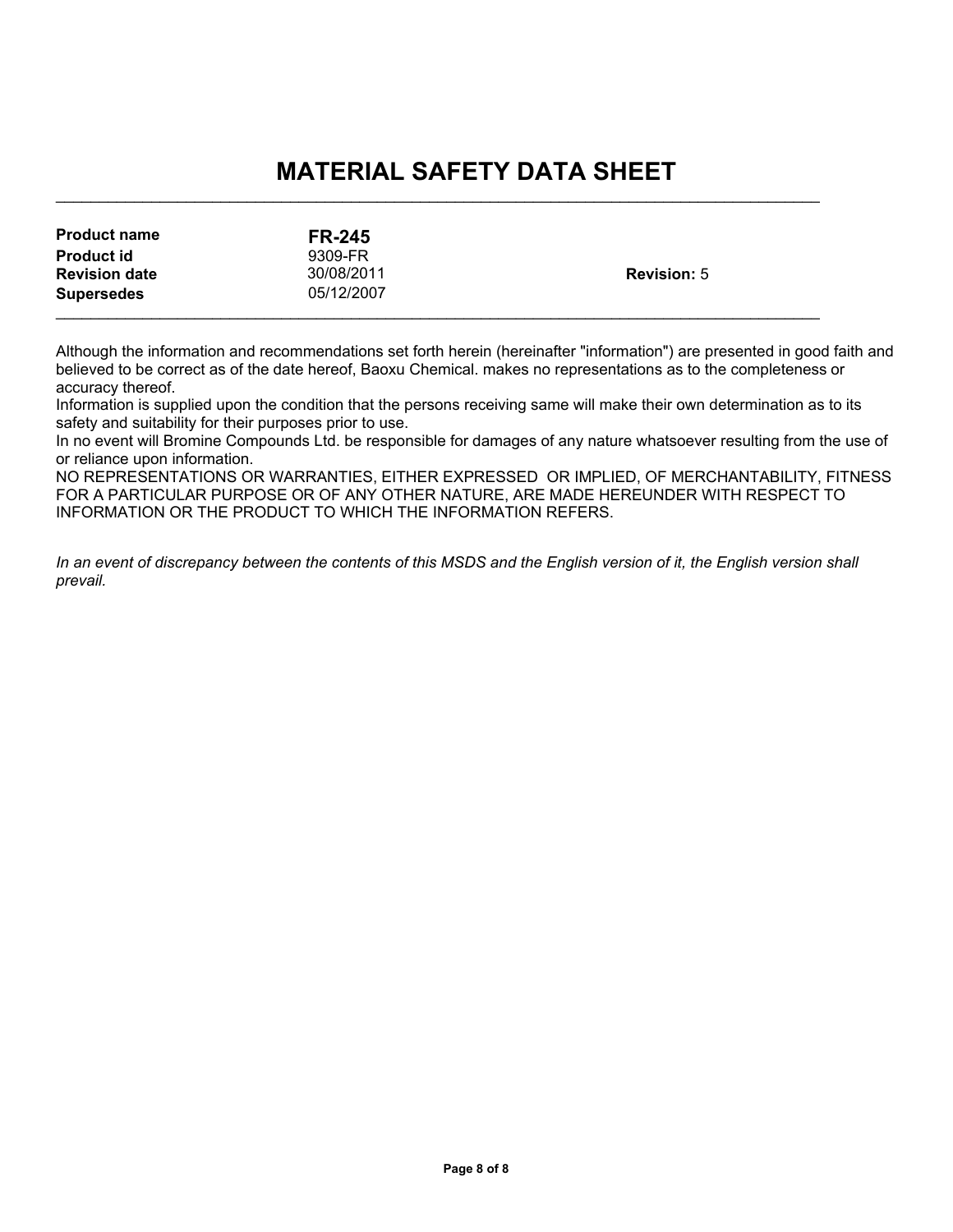# MATERIAL SAFETY DATA SHEET

| | | | |
|---|---|---|---|
| **Product name** | **FR-245** | | |
| **Product id** | 9309-FR | | |
| **Revision date** | 30/08/2011 | **Revision:** 5 | |
| **Supersedes** | 05/12/2007 | | |

Although the information and recommendations set forth herein (hereinafter "information") are presented in good faith and believed to be correct as of the date hereof, Baoxu Chemical. makes no representations as to the completeness or accuracy thereof.
Information is supplied upon the condition that the persons receiving same will make their own determination as to its safety and suitability for their purposes prior to use.
In no event will Bromine Compounds Ltd. be responsible for damages of any nature whatsoever resulting from the use of or reliance upon information.
NO REPRESENTATIONS OR WARRANTIES, EITHER EXPRESSED OR IMPLIED, OF MERCHANTABILITY, FITNESS FOR A PARTICULAR PURPOSE OR OF ANY OTHER NATURE, ARE MADE HEREUNDER WITH RESPECT TO INFORMATION OR THE PRODUCT TO WHICH THE INFORMATION REFERS.

*In an event of discrepancy between the contents of this MSDS and the English version of it, the English version shall prevail.*